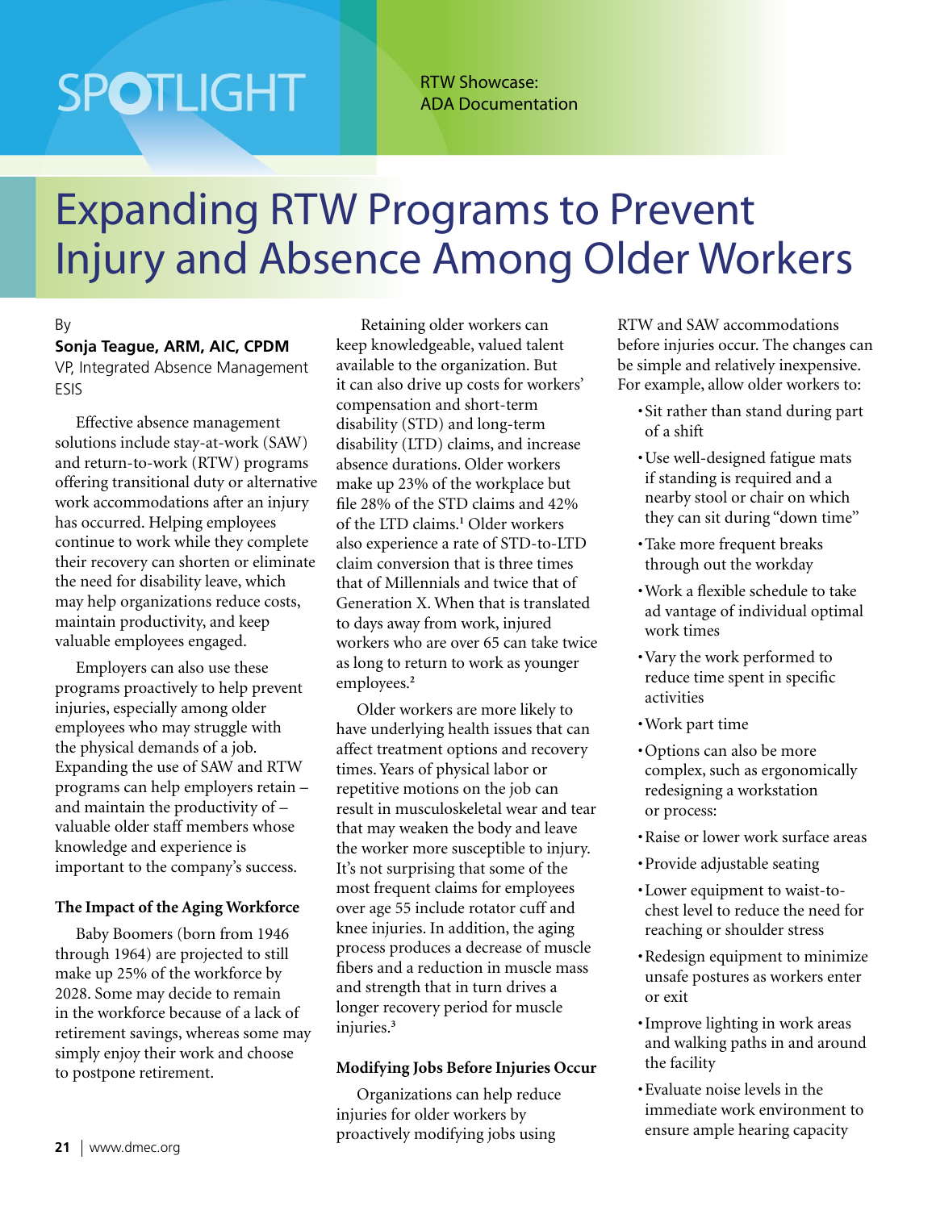SPOTLIGHT

RTW Showcase: ADA Documentation

# Expanding RTW Programs to Prevent Injury and Absence Among Older Workers

By
**Sonja Teague, ARM, AIC, CPDM**
VP, Integrated Absence Management
ESIS

Effective absence management solutions include stay-at-work (SAW) and return-to-work (RTW) programs offering transitional duty or alternative work accommodations after an injury has occurred. Helping employees continue to work while they complete their recovery can shorten or eliminate the need for disability leave, which may help organizations reduce costs, maintain productivity, and keep valuable employees engaged.

Employers can also use these programs proactively to help prevent injuries, especially among older employees who may struggle with the physical demands of a job. Expanding the use of SAW and RTW programs can help employers retain – and maintain the productivity of – valuable older staff members whose knowledge and experience is important to the company's success.

### The Impact of the Aging Workforce

Baby Boomers (born from 1946 through 1964) are projected to still make up 25% of the workforce by 2028. Some may decide to remain in the workforce because of a lack of retirement savings, whereas some may simply enjoy their work and choose to postpone retirement.

Retaining older workers can keep knowledgeable, valued talent available to the organization. But it can also drive up costs for workers' compensation and short-term disability (STD) and long-term disability (LTD) claims, and increase absence durations. Older workers make up 23% of the workplace but file 28% of the STD claims and 42% of the LTD claims.[1] Older workers also experience a rate of STD-to-LTD claim conversion that is three times that of Millennials and twice that of Generation X. When that is translated to days away from work, injured workers who are over 65 can take twice as long to return to work as younger employees.[2]

Older workers are more likely to have underlying health issues that can affect treatment options and recovery times. Years of physical labor or repetitive motions on the job can result in musculoskeletal wear and tear that may weaken the body and leave the worker more susceptible to injury. It's not surprising that some of the most frequent claims for employees over age 55 include rotator cuff and knee injuries. In addition, the aging process produces a decrease of muscle fibers and a reduction in muscle mass and strength that in turn drives a longer recovery period for muscle injuries.[3]

### Modifying Jobs Before Injuries Occur

Organizations can help reduce injuries for older workers by proactively modifying jobs using RTW and SAW accommodations before injuries occur. The changes can be simple and relatively inexpensive. For example, allow older workers to:

- Sit rather than stand during part of a shift
- Use well-designed fatigue mats if standing is required and a nearby stool or chair on which they can sit during "down time"
- Take more frequent breaks through out the workday
- Work a flexible schedule to take ad vantage of individual optimal work times
- Vary the work performed to reduce time spent in specific activities
- Work part time
- Options can also be more complex, such as ergonomically redesigning a workstation or process:
- Raise or lower work surface areas
- Provide adjustable seating
- Lower equipment to waist-to-chest level to reduce the need for reaching or shoulder stress
- Redesign equipment to minimize unsafe postures as workers enter or exit
- Improve lighting in work areas and walking paths in and around the facility
- Evaluate noise levels in the immediate work environment to ensure ample hearing capacity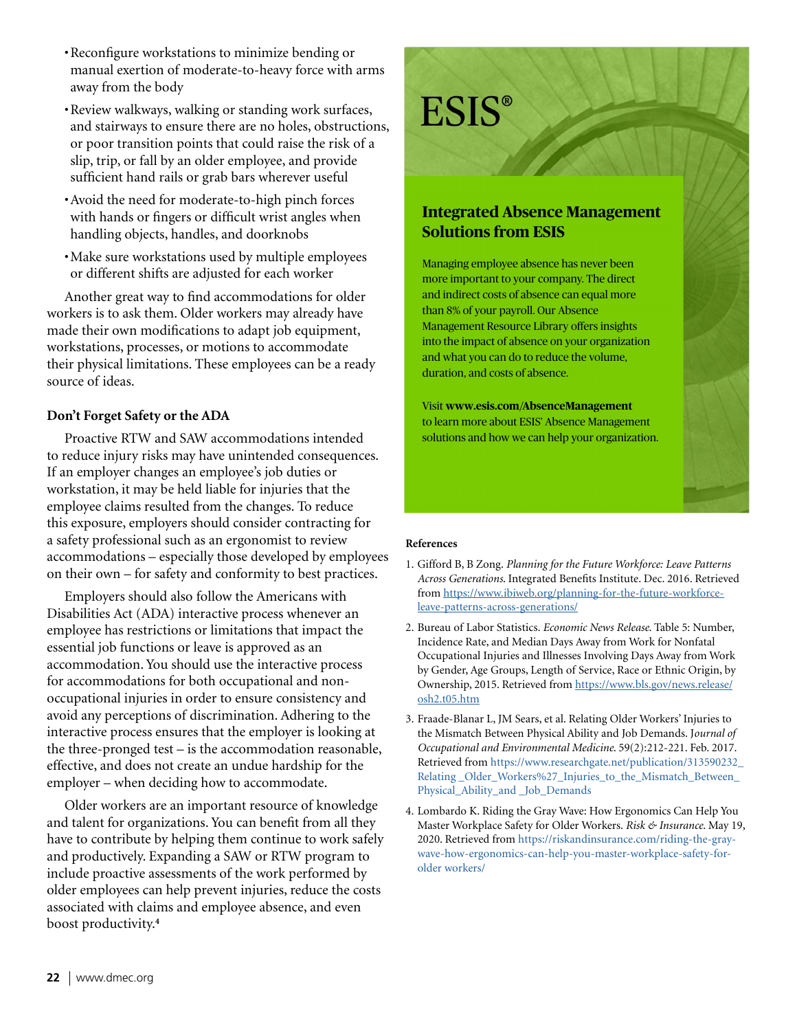- Reconfigure workstations to minimize bending or manual exertion of moderate-to-heavy force with arms away from the body
- Review walkways, walking or standing work surfaces, and stairways to ensure there are no holes, obstructions, or poor transition points that could raise the risk of a slip, trip, or fall by an older employee, and provide sufficient hand rails or grab bars wherever useful
- Avoid the need for moderate-to-high pinch forces with hands or fingers or difficult wrist angles when handling objects, handles, and doorknobs
- Make sure workstations used by multiple employees or different shifts are adjusted for each worker

Another great way to find accommodations for older workers is to ask them. Older workers may already have made their own modifications to adapt job equipment, workstations, processes, or motions to accommodate their physical limitations. These employees can be a ready source of ideas.

**Don't Forget Safety or the ADA**

Proactive RTW and SAW accommodations intended to reduce injury risks may have unintended consequences. If an employer changes an employee's job duties or workstation, it may be held liable for injuries that the employee claims resulted from the changes. To reduce this exposure, employers should consider contracting for a safety professional such as an ergonomist to review accommodations – especially those developed by employees on their own – for safety and conformity to best practices.

Employers should also follow the Americans with Disabilities Act (ADA) interactive process whenever an employee has restrictions or limitations that impact the essential job functions or leave is approved as an accommodation. You should use the interactive process for accommodations for both occupational and non-occupational injuries in order to ensure consistency and avoid any perceptions of discrimination. Adhering to the interactive process ensures that the employer is looking at the three-pronged test – is the accommodation reasonable, effective, and does not create an undue hardship for the employer – when deciding how to accommodate.

Older workers are an important resource of knowledge and talent for organizations. You can benefit from all they have to contribute by helping them continue to work safely and productively. Expanding a SAW or RTW program to include proactive assessments of the work performed by older employees can help prevent injuries, reduce the costs associated with claims and employee absence, and even boost productivity.[4]

ESIS®

**Integrated Absence Management Solutions from ESIS**

Managing employee absence has never been more important to your company. The direct and indirect costs of absence can equal more than 8% of your payroll. Our Absence Management Resource Library offers insights into the impact of absence on your organization and what you can do to reduce the volume, duration, and costs of absence.

Visit **www.esis.com/AbsenceManagement** to learn more about ESIS' Absence Management solutions and how we can help your organization.

**References**

1. Gifford B, B Zong. *Planning for the Future Workforce: Leave Patterns Across Generations*. Integrated Benefits Institute. Dec. 2016. Retrieved from https://www.ibiweb.org/planning-for-the-future-workforce-leave-patterns-across-generations/
2. Bureau of Labor Statistics. *Economic News Release*. Table 5: Number, Incidence Rate, and Median Days Away from Work for Nonfatal Occupational Injuries and Illnesses Involving Days Away from Work by Gender, Age Groups, Length of Service, Race or Ethnic Origin, by Ownership, 2015. Retrieved from https://www.bls.gov/news.release/osh2.t05.htm
3. Fraade-Blanar L, JM Sears, et al. Relating Older Workers' Injuries to the Mismatch Between Physical Ability and Job Demands. *Journal of Occupational and Environmental Medicine*. 59(2):212-221. Feb. 2017. Retrieved from https://www.researchgate.net/publication/313590232_Relating _Older_Workers%27_Injuries_to_the_Mismatch_Between_Physical_Ability_and _Job_Demands
4. Lombardo K. Riding the Gray Wave: How Ergonomics Can Help You Master Workplace Safety for Older Workers. *Risk & Insurance*. May 19, 2020. Retrieved from https://riskandinsurance.com/riding-the-gray-wave-how-ergonomics-can-help-you-master-workplace-safety-for-older workers/